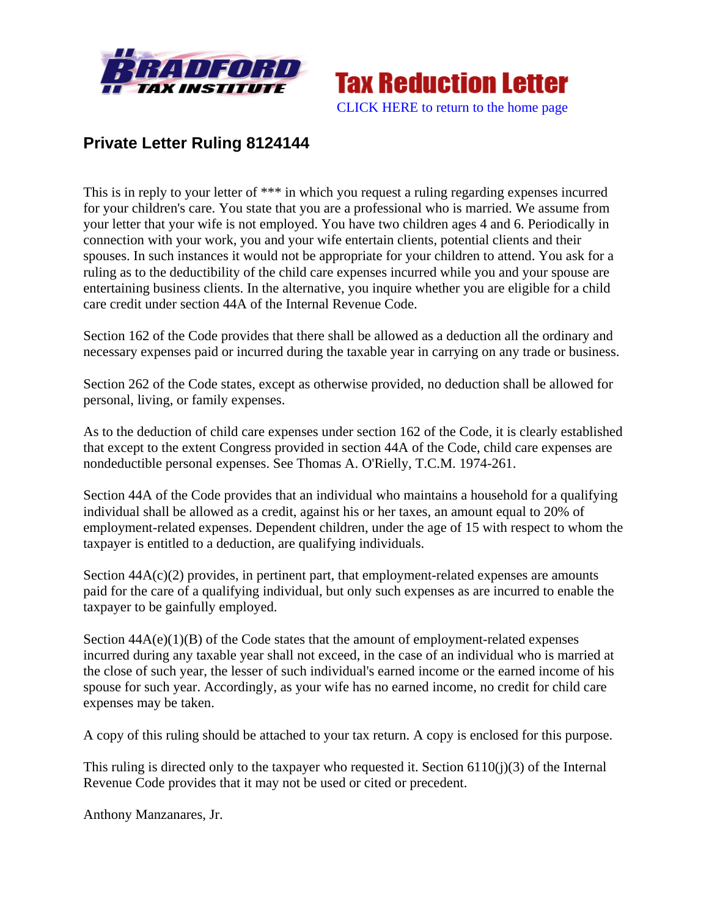Tax Reduction Letter

CLICK HERE to return to the home page

## Private Letter Ruling 8124144

This is in reply to your letter of *** in which you request a ruling regarding expenses incurred for your children's care. You state that you are a professional who is married. We assume from your letter that your wife is not employed. You have two children ages 4 and 6. Periodically in connection with your work, you and your wife entertain clients, potential clients and their spouses. In such instances it would not be appropriate for your children to attend. You ask for a ruling as to the deductibility of the child care expenses incurred while you and your spouse are entertaining business clients. In the alternative, you inquire whether you are eligible for a child care credit under section 44A of the Internal Revenue Code.

Section 162 of the Code provides that there shall be allowed as a deduction all the ordinary and necessary expenses paid or incurred during the taxable year in carrying on any trade or business.

Section 262 of the Code states, except as otherwise provided, no deduction shall be allowed for personal, living, or family expenses.

As to the deduction of child care expenses under section 162 of the Code, it is clearly established that except to the extent Congress provided in section 44A of the Code, child care expenses are nondeductible personal expenses. See Thomas A. O'Rielly, T.C.M. 1974-261.

Section 44A of the Code provides that an individual who maintains a household for a qualifying individual shall be allowed as a credit, against his or her taxes, an amount equal to 20% of employment-related expenses. Dependent children, under the age of 15 with respect to whom the taxpayer is entitled to a deduction, are qualifying individuals.

Section 44A(c)(2) provides, in pertinent part, that employment-related expenses are amounts paid for the care of a qualifying individual, but only such expenses as are incurred to enable the taxpayer to be gainfully employed.

Section 44A(e)(1)(B) of the Code states that the amount of employment-related expenses incurred during any taxable year shall not exceed, in the case of an individual who is married at the close of such year, the lesser of such individual's earned income or the earned income of his spouse for such year. Accordingly, as your wife has no earned income, no credit for child care expenses may be taken.

A copy of this ruling should be attached to your tax return. A copy is enclosed for this purpose.

This ruling is directed only to the taxpayer who requested it. Section 6110(j)(3) of the Internal Revenue Code provides that it may not be used or cited or precedent.

Anthony Manzanares, Jr.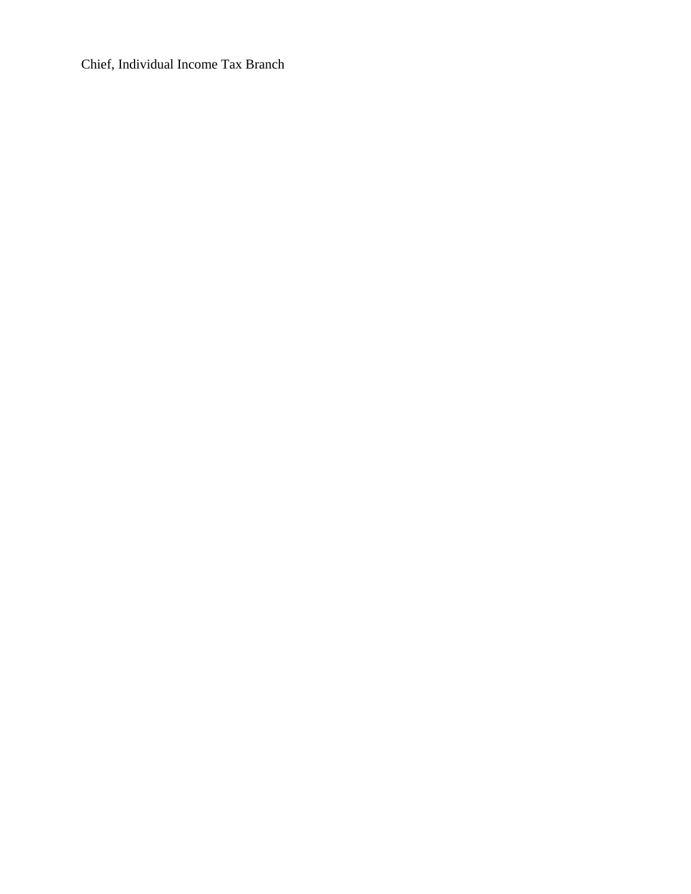Chief, Individual Income Tax Branch